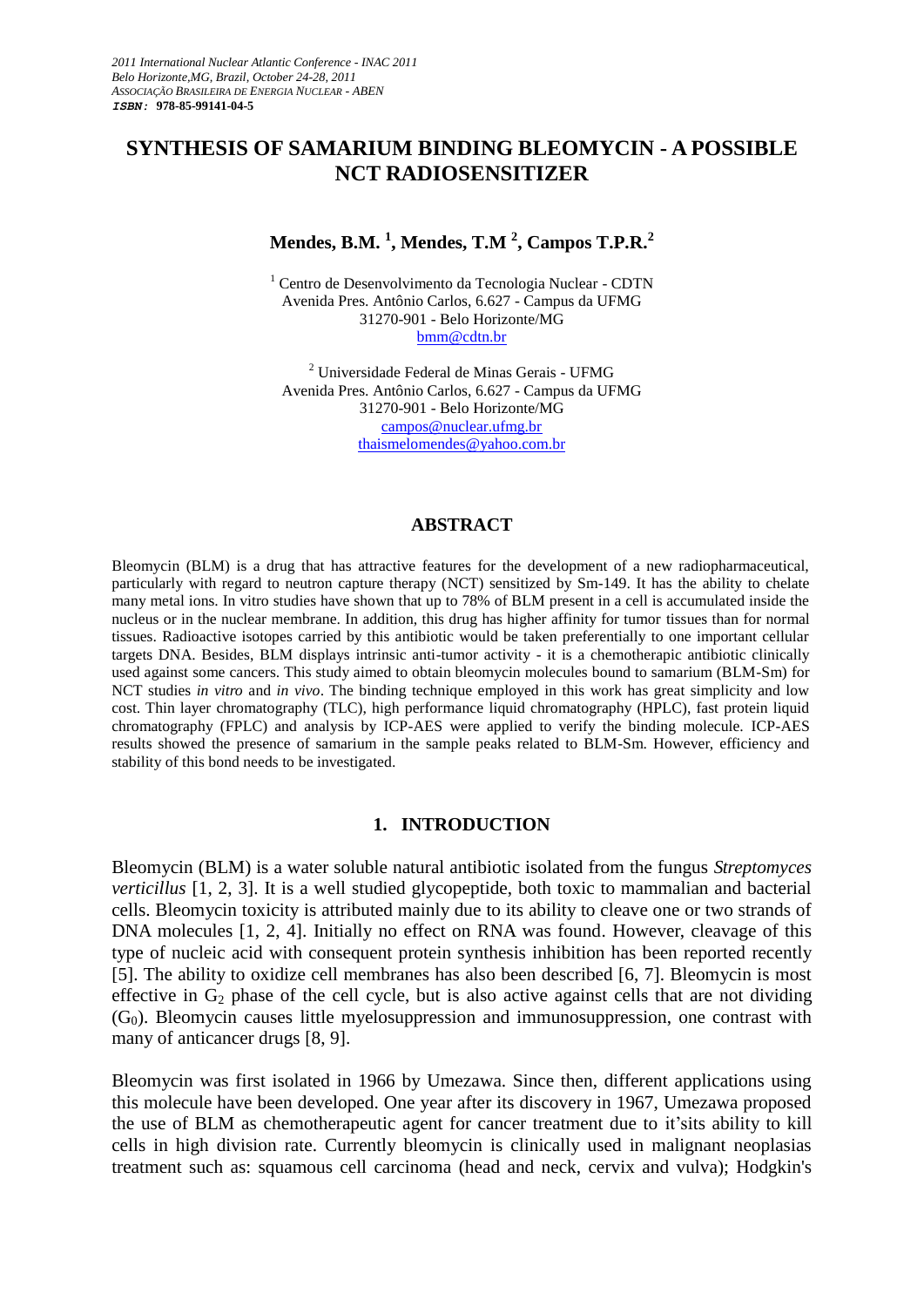*2011 International Nuclear Atlantic Conference - INAC 2011*
*Belo Horizonte,MG, Brazil, October 24-28, 2011*
*ASSOCIAÇÃO BRASILEIRA DE ENERGIA NUCLEAR - ABEN*
**ISBN: 978-85-99141-04-5**

# SYNTHESIS OF SAMARIUM BINDING BLEOMYCIN - A POSSIBLE NCT RADIOSENSITIZER

**Mendes, B.M. [1], Mendes, T.M [2], Campos T.P.R.[2]**

[1] Centro de Desenvolvimento da Tecnologia Nuclear - CDTN
Avenida Pres. Antônio Carlos, 6.627 - Campus da UFMG
31270-901 - Belo Horizonte/MG
bmm@cdtn.br

[2] Universidade Federal de Minas Gerais - UFMG
Avenida Pres. Antônio Carlos, 6.627 - Campus da UFMG
31270-901 - Belo Horizonte/MG
campos@nuclear.ufmg.br
thaismelomendes@yahoo.com.br

## ABSTRACT

Bleomycin (BLM) is a drug that has attractive features for the development of a new radiopharmaceutical, particularly with regard to neutron capture therapy (NCT) sensitized by Sm-149. It has the ability to chelate many metal ions. In vitro studies have shown that up to 78% of BLM present in a cell is accumulated inside the nucleus or in the nuclear membrane. In addition, this drug has higher affinity for tumor tissues than for normal tissues. Radioactive isotopes carried by this antibiotic would be taken preferentially to one important cellular targets DNA. Besides, BLM displays intrinsic anti-tumor activity - it is a chemotherapic antibiotic clinically used against some cancers. This study aimed to obtain bleomycin molecules bound to samarium (BLM-Sm) for NCT studies *in vitro* and *in vivo*. The binding technique employed in this work has great simplicity and low cost. Thin layer chromatography (TLC), high performance liquid chromatography (HPLC), fast protein liquid chromatography (FPLC) and analysis by ICP-AES were applied to verify the binding molecule. ICP-AES results showed the presence of samarium in the sample peaks related to BLM-Sm. However, efficiency and stability of this bond needs to be investigated.

## 1. INTRODUCTION

Bleomycin (BLM) is a water soluble natural antibiotic isolated from the fungus *Streptomyces verticillus* [1, 2, 3]. It is a well studied glycopeptide, both toxic to mammalian and bacterial cells. Bleomycin toxicity is attributed mainly due to its ability to cleave one or two strands of DNA molecules [1, 2, 4]. Initially no effect on RNA was found. However, cleavage of this type of nucleic acid with consequent protein synthesis inhibition has been reported recently [5]. The ability to oxidize cell membranes has also been described [6, 7]. Bleomycin is most effective in $G_2$ phase of the cell cycle, but is also active against cells that are not dividing ($G_0$). Bleomycin causes little myelosuppression and immunosuppression, one contrast with many of anticancer drugs [8, 9].

Bleomycin was first isolated in 1966 by Umezawa. Since then, different applications using this molecule have been developed. One year after its discovery in 1967, Umezawa proposed the use of BLM as chemotherapeutic agent for cancer treatment due to it'sits ability to kill cells in high division rate. Currently bleomycin is clinically used in malignant neoplasias treatment such as: squamous cell carcinoma (head and neck, cervix and vulva); Hodgkin's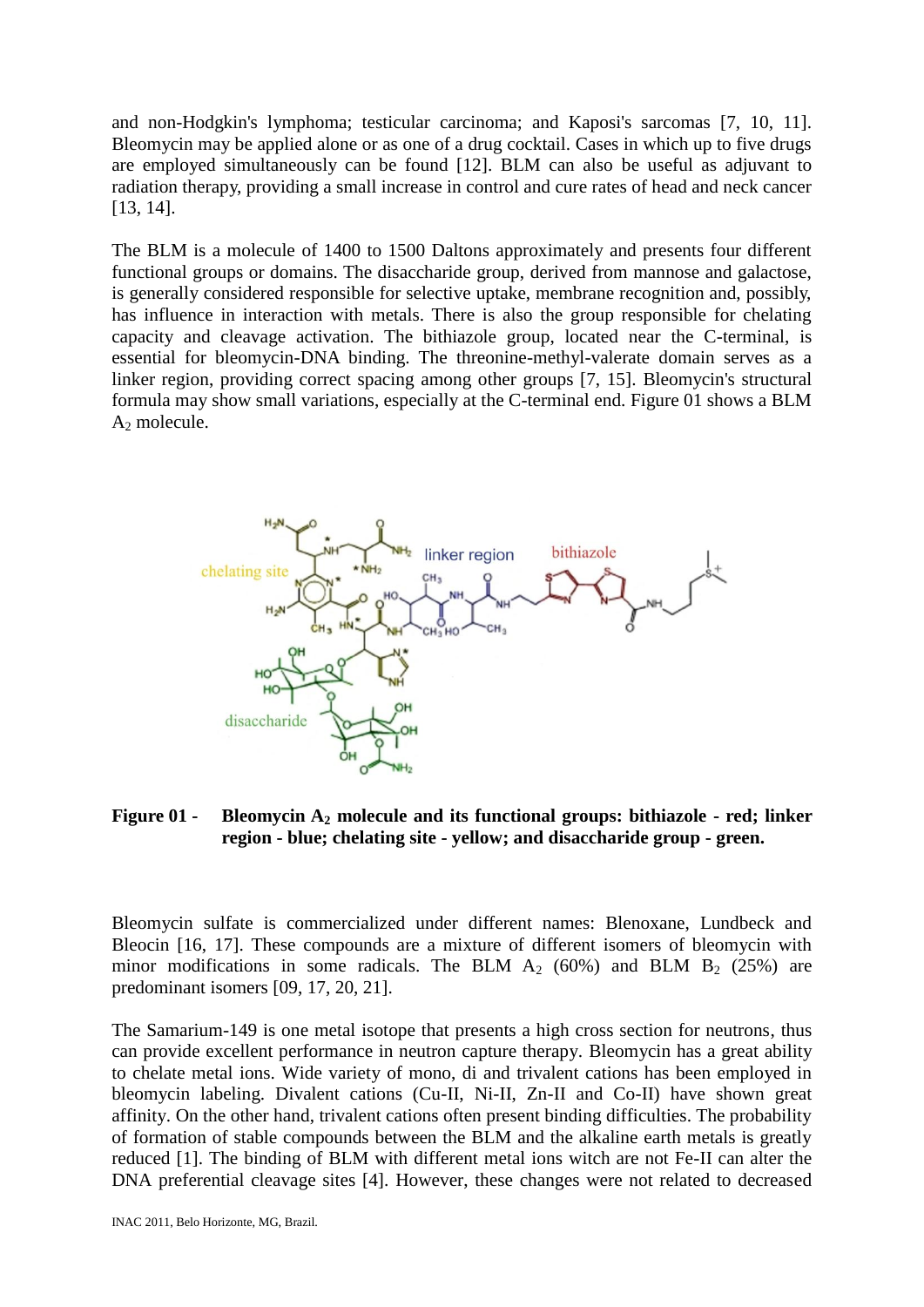and non-Hodgkin's lymphoma; testicular carcinoma; and Kaposi's sarcomas [7, 10, 11]. Bleomycin may be applied alone or as one of a drug cocktail. Cases in which up to five drugs are employed simultaneously can be found [12]. BLM can also be useful as adjuvant to radiation therapy, providing a small increase in control and cure rates of head and neck cancer [13, 14].

The BLM is a molecule of 1400 to 1500 Daltons approximately and presents four different functional groups or domains. The disaccharide group, derived from mannose and galactose, is generally considered responsible for selective uptake, membrane recognition and, possibly, has influence in interaction with metals. There is also the group responsible for chelating capacity and cleavage activation. The bithiazole group, located near the C-terminal, is essential for bleomycin-DNA binding. The threonine-methyl-valerate domain serves as a linker region, providing correct spacing among other groups [7, 15]. Bleomycin's structural formula may show small variations, especially at the C-terminal end. Figure 01 shows a BLM $A_2$ molecule.

**Figure 01 - Bleomycin $A_2$ molecule and its functional groups: bithiazole - red; linker region - blue; chelating site - yellow; and disaccharide group - green.**

Bleomycin sulfate is commercialized under different names: Blenoxane, Lundbeck and Bleocin [16, 17]. These compounds are a mixture of different isomers of bleomycin with minor modifications in some radicals. The BLM $A_2$ (60%) and BLM $B_2$ (25%) are predominant isomers [09, 17, 20, 21].

The Samarium-149 is one metal isotope that presents a high cross section for neutrons, thus can provide excellent performance in neutron capture therapy. Bleomycin has a great ability to chelate metal ions. Wide variety of mono, di and trivalent cations has been employed in bleomycin labeling. Divalent cations (Cu-II, Ni-II, Zn-II and Co-II) have shown great affinity. On the other hand, trivalent cations often present binding difficulties. The probability of formation of stable compounds between the BLM and the alkaline earth metals is greatly reduced [1]. The binding of BLM with different metal ions witch are not Fe-II can alter the DNA preferential cleavage sites [4]. However, these changes were not related to decreased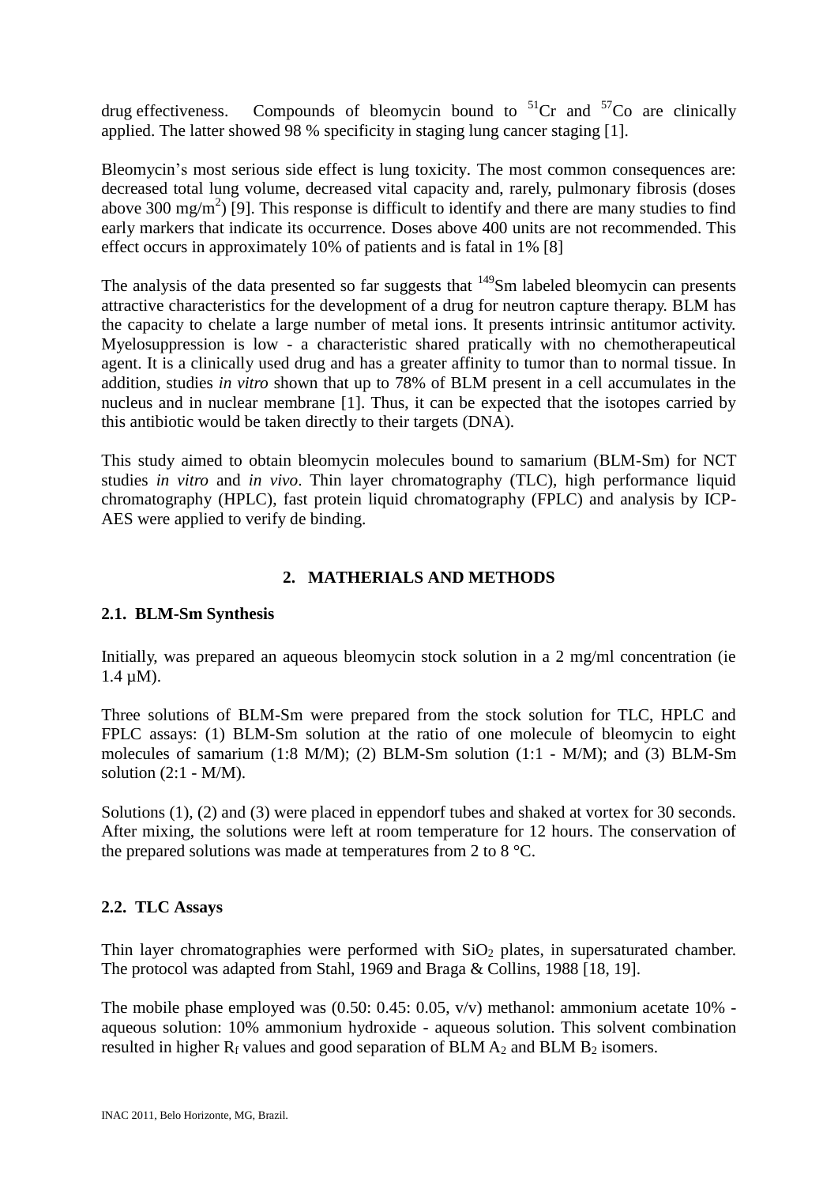drug effectiveness. Compounds of bleomycin bound to $^{51}Cr$ and $^{57}Co$ are clinically applied. The latter showed 98 % specificity in staging lung cancer staging [1].

Bleomycin's most serious side effect is lung toxicity. The most common consequences are: decreased total lung volume, decreased vital capacity and, rarely, pulmonary fibrosis (doses above 300 mg/m$^2$) [9]. This response is difficult to identify and there are many studies to find early markers that indicate its occurrence. Doses above 400 units are not recommended. This effect occurs in approximately 10% of patients and is fatal in 1% [8]

The analysis of the data presented so far suggests that $^{149}Sm$ labeled bleomycin can presents attractive characteristics for the development of a drug for neutron capture therapy. BLM has the capacity to chelate a large number of metal ions. It presents intrinsic antitumor activity. Myelosuppression is low - a characteristic shared pratically with no chemotherapeutical agent. It is a clinically used drug and has a greater affinity to tumor than to normal tissue. In addition, studies *in vitro* shown that up to 78% of BLM present in a cell accumulates in the nucleus and in nuclear membrane [1]. Thus, it can be expected that the isotopes carried by this antibiotic would be taken directly to their targets (DNA).

This study aimed to obtain bleomycin molecules bound to samarium (BLM-Sm) for NCT studies *in vitro* and *in vivo*. Thin layer chromatography (TLC), high performance liquid chromatography (HPLC), fast protein liquid chromatography (FPLC) and analysis by ICP-AES were applied to verify de binding.

## 2. MATHERIALS AND METHODS

### 2.1. BLM-Sm Synthesis

Initially, was prepared an aqueous bleomycin stock solution in a 2 mg/ml concentration (ie 1.4 µM).

Three solutions of BLM-Sm were prepared from the stock solution for TLC, HPLC and FPLC assays: (1) BLM-Sm solution at the ratio of one molecule of bleomycin to eight molecules of samarium (1:8 M/M); (2) BLM-Sm solution (1:1 - M/M); and (3) BLM-Sm solution (2:1 - M/M).

Solutions (1), (2) and (3) were placed in eppendorf tubes and shaked at vortex for 30 seconds. After mixing, the solutions were left at room temperature for 12 hours. The conservation of the prepared solutions was made at temperatures from 2 to 8 °C.

### 2.2. TLC Assays

Thin layer chromatographies were performed with $SiO_2$ plates, in supersaturated chamber. The protocol was adapted from Stahl, 1969 and Braga & Collins, 1988 [18, 19].

The mobile phase employed was (0.50: 0.45: 0.05, v/v) methanol: ammonium acetate 10% - aqueous solution: 10% ammonium hydroxide - aqueous solution. This solvent combination resulted in higher $R_f$ values and good separation of BLM $A_2$ and BLM $B_2$ isomers.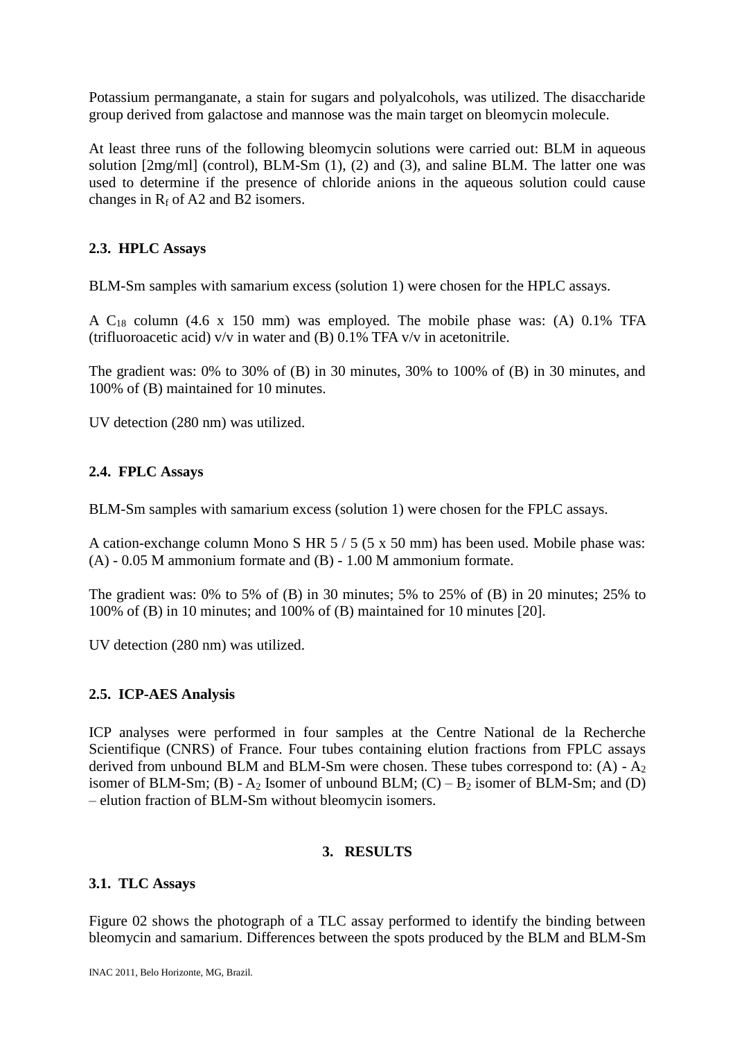Potassium permanganate, a stain for sugars and polyalcohols, was utilized. The disaccharide group derived from galactose and mannose was the main target on bleomycin molecule.

At least three runs of the following bleomycin solutions were carried out: BLM in aqueous solution [2mg/ml] (control), BLM-Sm (1), (2) and (3), and saline BLM. The latter one was used to determine if the presence of chloride anions in the aqueous solution could cause changes in $R_f$ of A2 and B2 isomers.

### 2.3. HPLC Assays

BLM-Sm samples with samarium excess (solution 1) were chosen for the HPLC assays.

A $C_{18}$ column (4.6 x 150 mm) was employed. The mobile phase was: (A) 0.1% TFA (trifluoroacetic acid) v/v in water and (B) 0.1% TFA v/v in acetonitrile.

The gradient was: 0% to 30% of (B) in 30 minutes, 30% to 100% of (B) in 30 minutes, and 100% of (B) maintained for 10 minutes.

UV detection (280 nm) was utilized.

### 2.4. FPLC Assays

BLM-Sm samples with samarium excess (solution 1) were chosen for the FPLC assays.

A cation-exchange column Mono S HR 5 / 5 (5 x 50 mm) has been used. Mobile phase was: (A) - 0.05 M ammonium formate and (B) - 1.00 M ammonium formate.

The gradient was: 0% to 5% of (B) in 30 minutes; 5% to 25% of (B) in 20 minutes; 25% to 100% of (B) in 10 minutes; and 100% of (B) maintained for 10 minutes [20].

UV detection (280 nm) was utilized.

### 2.5. ICP-AES Analysis

ICP analyses were performed in four samples at the Centre National de la Recherche Scientifique (CNRS) of France. Four tubes containing elution fractions from FPLC assays derived from unbound BLM and BLM-Sm were chosen. These tubes correspond to: (A) - $A_2$ isomer of BLM-Sm; (B) - $A_2$ Isomer of unbound BLM; (C) – $B_2$ isomer of BLM-Sm; and (D) – elution fraction of BLM-Sm without bleomycin isomers.

## 3. RESULTS

### 3.1. TLC Assays

Figure 02 shows the photograph of a TLC assay performed to identify the binding between bleomycin and samarium. Differences between the spots produced by the BLM and BLM-Sm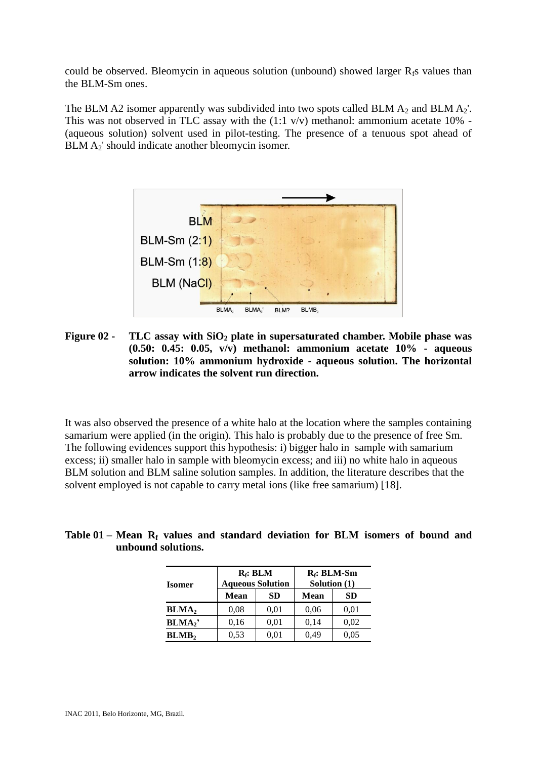could be observed. Bleomycin in aqueous solution (unbound) showed larger $R_f$s values than the BLM-Sm ones.

The BLM A2 isomer apparently was subdivided into two spots called BLM $A_2$ and BLM $A_2$'. This was not observed in TLC assay with the (1:1 v/v) methanol: ammonium acetate 10% - (aqueous solution) solvent used in pilot-testing. The presence of a tenuous spot ahead of BLM $A_2$' should indicate another bleomycin isomer.

**Figure 02 - TLC assay with $SiO_2$ plate in supersaturated chamber. Mobile phase was (0.50: 0.45: 0.05, v/v) methanol: ammonium acetate 10% - aqueous solution: 10% ammonium hydroxide - aqueous solution. The horizontal arrow indicates the solvent run direction.**

It was also observed the presence of a white halo at the location where the samples containing samarium were applied (in the origin). This halo is probably due to the presence of free Sm. The following evidences support this hypothesis: i) bigger halo in sample with samarium excess; ii) smaller halo in sample with bleomycin excess; and iii) no white halo in aqueous BLM solution and BLM saline solution samples. In addition, the literature describes that the solvent employed is not capable to carry metal ions (like free samarium) [18].

**Table 01 – Mean $R_f$ values and standard deviation for BLM isomers of bound and unbound solutions.**

| Isomer | $R_f$: BLM Aqueous Solution | | $R_f$: BLM-Sm Solution (1) | |
|---|---|---|---|---|
| | Mean | SD | Mean | SD |
| **$BLMA_2$** | 0,08 | 0,01 | 0,06 | 0,01 |
| **$BLMA_2$'** | 0,16 | 0,01 | 0,14 | 0,02 |
| **$BLMB_2$** | 0,53 | 0,01 | 0,49 | 0,05 |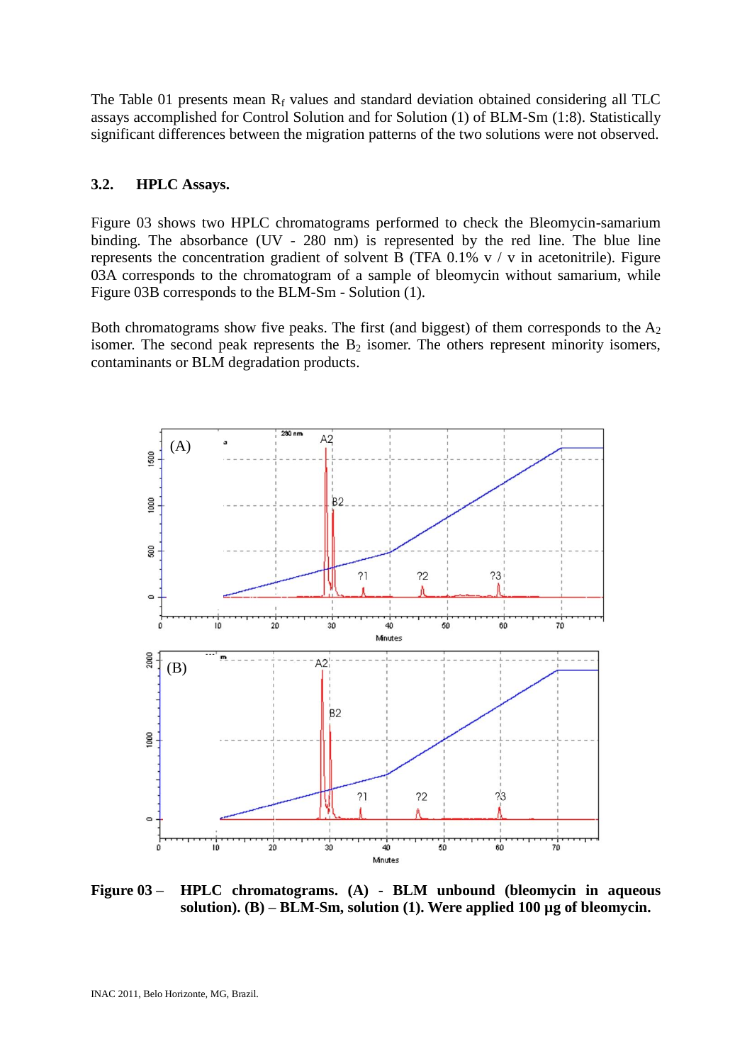The Table 01 presents mean $R_f$ values and standard deviation obtained considering all TLC assays accomplished for Control Solution and for Solution (1) of BLM-Sm (1:8). Statistically significant differences between the migration patterns of the two solutions were not observed.

### 3.2. HPLC Assays.

Figure 03 shows two HPLC chromatograms performed to check the Bleomycin-samarium binding. The absorbance (UV - 280 nm) is represented by the red line. The blue line represents the concentration gradient of solvent B (TFA 0.1% v / v in acetonitrile). Figure 03A corresponds to the chromatogram of a sample of bleomycin without samarium, while Figure 03B corresponds to the BLM-Sm - Solution (1).

Both chromatograms show five peaks. The first (and biggest) of them corresponds to the $A_2$ isomer. The second peak represents the $B_2$ isomer. The others represent minority isomers, contaminants or BLM degradation products.

**Figure 03 – HPLC chromatograms. (A) - BLM unbound (bleomycin in aqueous solution). (B) – BLM-Sm, solution (1). Were applied 100 µg of bleomycin.**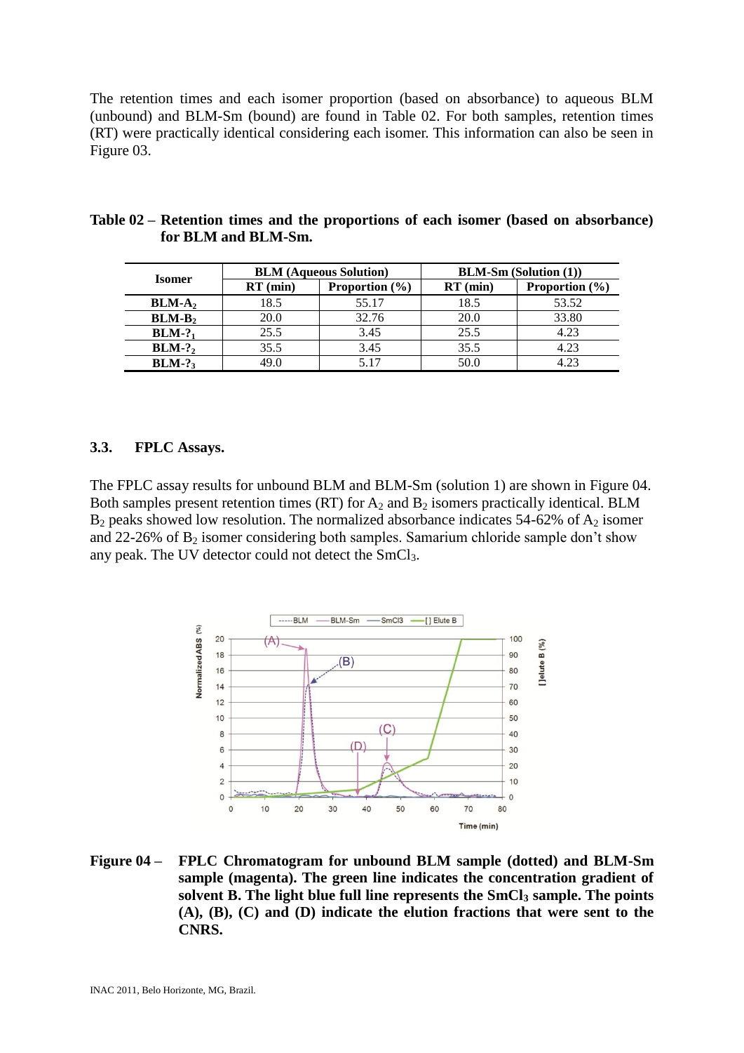The retention times and each isomer proportion (based on absorbance) to aqueous BLM (unbound) and BLM-Sm (bound) are found in Table 02. For both samples, retention times (RT) were practically identical considering each isomer. This information can also be seen in Figure 03.

**Table 02 – Retention times and the proportions of each isomer (based on absorbance) for BLM and BLM-Sm.**

| Isomer | BLM (Aqueous Solution) | | BLM-Sm (Solution (1)) | |
|---|---|---|---|---|
| | RT (min) | Proportion (%) | RT (min) | Proportion (%) |
| **BLM-$A_2$** | 18.5 | 55.17 | 18.5 | 53.52 |
| **BLM-$B_2$** | 20.0 | 32.76 | 20.0 | 33.80 |
| **BLM-$?_1$** | 25.5 | 3.45 | 25.5 | 4.23 |
| **BLM-$?_2$** | 35.5 | 3.45 | 35.5 | 4.23 |
| **BLM-$?_3$** | 49.0 | 5.17 | 50.0 | 4.23 |

### 3.3. FPLC Assays.

The FPLC assay results for unbound BLM and BLM-Sm (solution 1) are shown in Figure 04. Both samples present retention times (RT) for $A_2$ and $B_2$ isomers practically identical. BLM $B_2$ peaks showed low resolution. The normalized absorbance indicates 54-62% of $A_2$ isomer and 22-26% of $B_2$ isomer considering both samples. Samarium chloride sample don't show any peak. The UV detector could not detect the $SmCl_3$.

**Figure 04 – FPLC Chromatogram for unbound BLM sample (dotted) and BLM-Sm sample (magenta). The green line indicates the concentration gradient of solvent B. The light blue full line represents the $SmCl_3$ sample. The points (A), (B), (C) and (D) indicate the elution fractions that were sent to the CNRS.**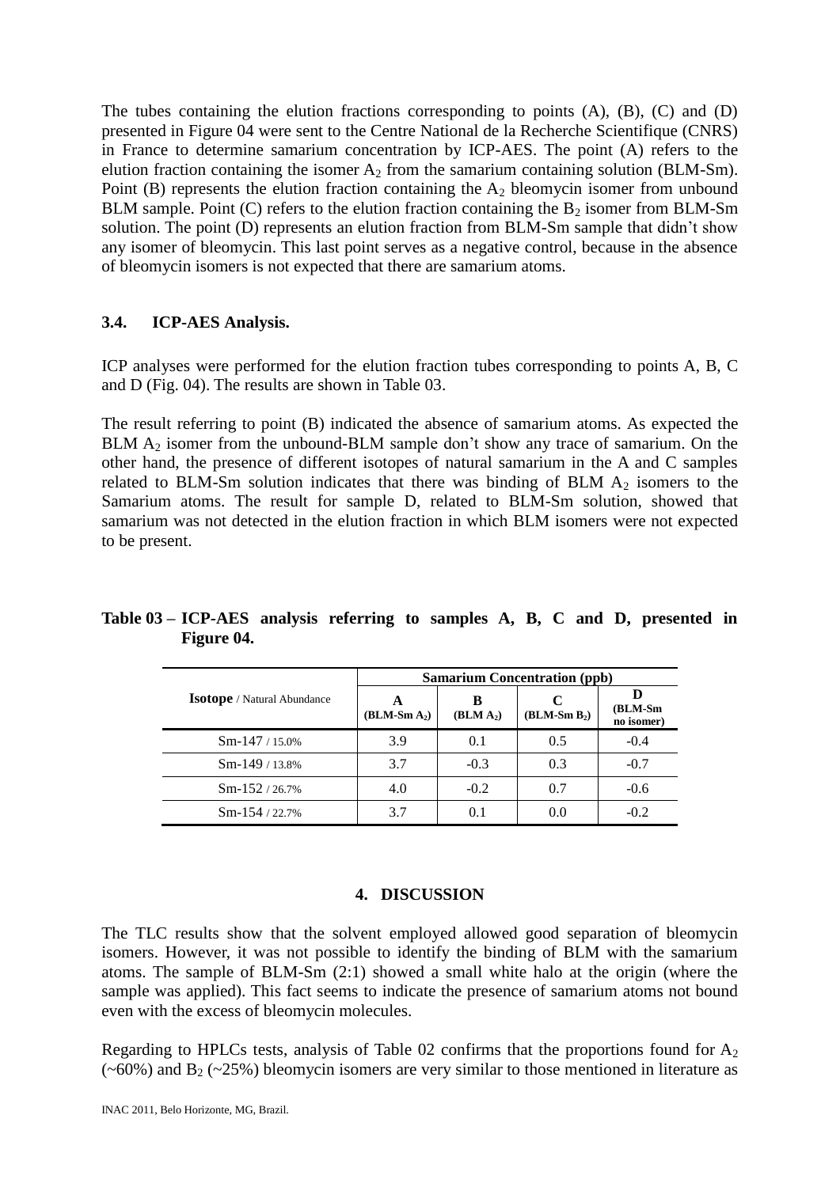The tubes containing the elution fractions corresponding to points (A), (B), (C) and (D) presented in Figure 04 were sent to the Centre National de la Recherche Scientifique (CNRS) in France to determine samarium concentration by ICP-AES. The point (A) refers to the elution fraction containing the isomer $A_2$ from the samarium containing solution (BLM-Sm). Point (B) represents the elution fraction containing the $A_2$ bleomycin isomer from unbound BLM sample. Point (C) refers to the elution fraction containing the $B_2$ isomer from BLM-Sm solution. The point (D) represents an elution fraction from BLM-Sm sample that didn't show any isomer of bleomycin. This last point serves as a negative control, because in the absence of bleomycin isomers is not expected that there are samarium atoms.

### 3.4. ICP-AES Analysis.

ICP analyses were performed for the elution fraction tubes corresponding to points A, B, C and D (Fig. 04). The results are shown in Table 03.

The result referring to point (B) indicated the absence of samarium atoms. As expected the BLM $A_2$ isomer from the unbound-BLM sample don't show any trace of samarium. On the other hand, the presence of different isotopes of natural samarium in the A and C samples related to BLM-Sm solution indicates that there was binding of BLM $A_2$ isomers to the Samarium atoms. The result for sample D, related to BLM-Sm solution, showed that samarium was not detected in the elution fraction in which BLM isomers were not expected to be present.

**Table 03 – ICP-AES analysis referring to samples A, B, C and D, presented in Figure 04.**

| **Isotope** / Natural Abundance | **Samarium Concentration (ppb)** | | | |
|---|---|---|---|---|
| | **A (BLM-Sm $A_2$)** | **B (BLM $A_2$)** | **C (BLM-Sm $B_2$)** | **D (BLM-Sm no isomer)** |
| Sm-147 / 15.0% | 3.9 | 0.1 | 0.5 | -0.4 |
| Sm-149 / 13.8% | 3.7 | -0.3 | 0.3 | -0.7 |
| Sm-152 / 26.7% | 4.0 | -0.2 | 0.7 | -0.6 |
| Sm-154 / 22.7% | 3.7 | 0.1 | 0.0 | -0.2 |

## 4. DISCUSSION

The TLC results show that the solvent employed allowed good separation of bleomycin isomers. However, it was not possible to identify the binding of BLM with the samarium atoms. The sample of BLM-Sm (2:1) showed a small white halo at the origin (where the sample was applied). This fact seems to indicate the presence of samarium atoms not bound even with the excess of bleomycin molecules.

Regarding to HPLCs tests, analysis of Table 02 confirms that the proportions found for $A_2$ (~60%) and $B_2$ (~25%) bleomycin isomers are very similar to those mentioned in literature as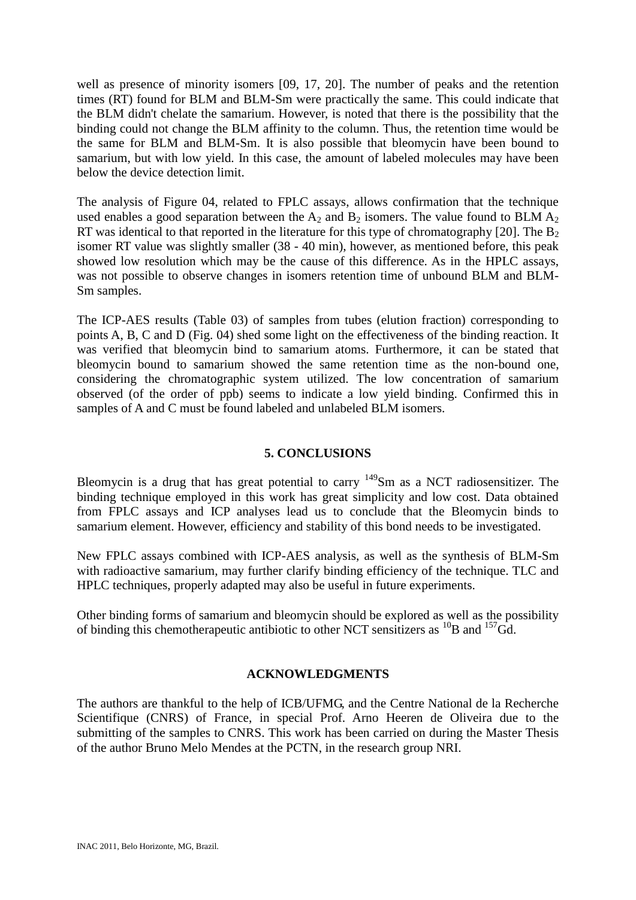well as presence of minority isomers [09, 17, 20]. The number of peaks and the retention times (RT) found for BLM and BLM-Sm were practically the same. This could indicate that the BLM didn't chelate the samarium. However, is noted that there is the possibility that the binding could not change the BLM affinity to the column. Thus, the retention time would be the same for BLM and BLM-Sm. It is also possible that bleomycin have been bound to samarium, but with low yield. In this case, the amount of labeled molecules may have been below the device detection limit.

The analysis of Figure 04, related to FPLC assays, allows confirmation that the technique used enables a good separation between the $A_2$ and $B_2$ isomers. The value found to BLM $A_2$ RT was identical to that reported in the literature for this type of chromatography [20]. The $B_2$ isomer RT value was slightly smaller (38 - 40 min), however, as mentioned before, this peak showed low resolution which may be the cause of this difference. As in the HPLC assays, was not possible to observe changes in isomers retention time of unbound BLM and BLM-Sm samples.

The ICP-AES results (Table 03) of samples from tubes (elution fraction) corresponding to points A, B, C and D (Fig. 04) shed some light on the effectiveness of the binding reaction. It was verified that bleomycin bind to samarium atoms. Furthermore, it can be stated that bleomycin bound to samarium showed the same retention time as the non-bound one, considering the chromatographic system utilized. The low concentration of samarium observed (of the order of ppb) seems to indicate a low yield binding. Confirmed this in samples of A and C must be found labeled and unlabeled BLM isomers.

## 5. CONCLUSIONS

Bleomycin is a drug that has great potential to carry $^{149}$Sm as a NCT radiosensitizer. The binding technique employed in this work has great simplicity and low cost. Data obtained from FPLC assays and ICP analyses lead us to conclude that the Bleomycin binds to samarium element. However, efficiency and stability of this bond needs to be investigated.

New FPLC assays combined with ICP-AES analysis, as well as the synthesis of BLM-Sm with radioactive samarium, may further clarify binding efficiency of the technique. TLC and HPLC techniques, properly adapted may also be useful in future experiments.

Other binding forms of samarium and bleomycin should be explored as well as the possibility of binding this chemotherapeutic antibiotic to other NCT sensitizers as $^{10}$B and $^{157}$Gd.

## ACKNOWLEDGMENTS

The authors are thankful to the help of ICB/UFMG, and the Centre National de la Recherche Scientifique (CNRS) of France, in special Prof. Arno Heeren de Oliveira due to the submitting of the samples to CNRS. This work has been carried on during the Master Thesis of the author Bruno Melo Mendes at the PCTN, in the research group NRI.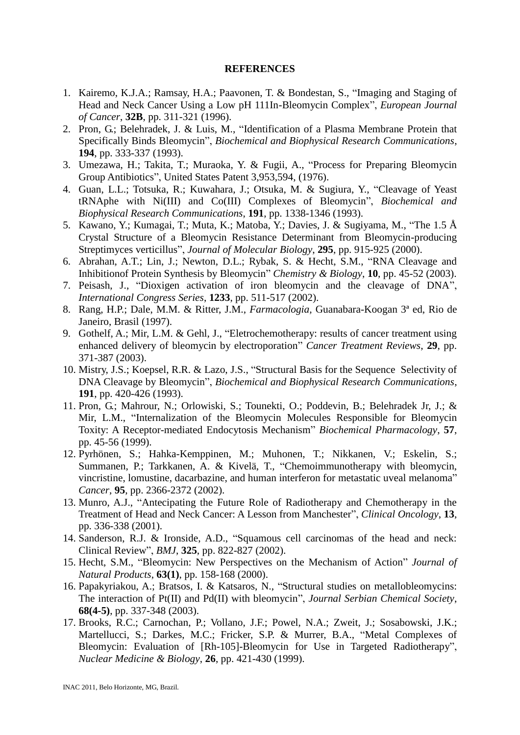**REFERENCES**

1. Kairemo, K.J.A.; Ramsay, H.A.; Paavonen, T. & Bondestan, S., "Imaging and Staging of Head and Neck Cancer Using a Low pH 111In-Bleomycin Complex", *European Journal of Cancer*, **32B**, pp. 311-321 (1996).
2. Pron, G.; Belehradek, J. & Luis, M., "Identification of a Plasma Membrane Protein that Specifically Binds Bleomycin", *Biochemical and Biophysical Research Communications*, **194**, pp. 333-337 (1993).
3. Umezawa, H.; Takita, T.; Muraoka, Y. & Fugii, A., "Process for Preparing Bleomycin Group Antibiotics", United States Patent 3,953,594, (1976).
4. Guan, L.L.; Totsuka, R.; Kuwahara, J.; Otsuka, M. & Sugiura, Y., "Cleavage of Yeast tRNAphe with Ni(III) and Co(III) Complexes of Bleomycin", *Biochemical and Biophysical Research Communications*, **191**, pp. 1338-1346 (1993).
5. Kawano, Y.; Kumagai, T.; Muta, K.; Matoba, Y.; Davies, J. & Sugiyama, M., "The 1.5 Å Crystal Structure of a Bleomycin Resistance Determinant from Bleomycin-producing Streptimyces verticillus", *Journal of Molecular Biology*, **295**, pp. 915-925 (2000).
6. Abrahan, A.T.; Lin, J.; Newton, D.L.; Rybak, S. & Hecht, S.M., "RNA Cleavage and Inhibitionof Protein Synthesis by Bleomycin" *Chemistry & Biology*, **10**, pp. 45-52 (2003).
7. Peisash, J., "Dioxigen activation of iron bleomycin and the cleavage of DNA", *International Congress Series*, **1233**, pp. 511-517 (2002).
8. Rang, H.P.; Dale, M.M. & Ritter, J.M., *Farmacologia*, Guanabara-Koogan 3ª ed, Rio de Janeiro, Brasil (1997).
9. Gothelf, A.; Mir, L.M. & Gehl, J., "Eletrochemotherapy: results of cancer treatment using enhanced delivery of bleomycin by electroporation" *Cancer Treatment Reviews*, **29**, pp. 371-387 (2003).
10. Mistry, J.S.; Koepsel, R.R. & Lazo, J.S., "Structural Basis for the Sequence Selectivity of DNA Cleavage by Bleomycin", *Biochemical and Biophysical Research Communications*, **191**, pp. 420-426 (1993).
11. Pron, G.; Mahrour, N.; Orlowiski, S.; Tounekti, O.; Poddevin, B.; Belehradek Jr, J.; & Mir, L.M., "Internalization of the Bleomycin Molecules Responsible for Bleomycin Toxity: A Receptor-mediated Endocytosis Mechanism" *Biochemical Pharmacology*, **57**, pp. 45-56 (1999).
12. Pyrhönen, S.; Hahka-Kemppinen, M.; Muhonen, T.; Nikkanen, V.; Eskelin, S.; Summanen, P.; Tarkkanen, A. & Kivelä, T., "Chemoimmunotherapy with bleomycin, vincristine, lomustine, dacarbazine, and human interferon for metastatic uveal melanoma" *Cancer*, **95**, pp. 2366-2372 (2002).
13. Munro, A.J., "Antecipating the Future Role of Radiotherapy and Chemotherapy in the Treatment of Head and Neck Cancer: A Lesson from Manchester", *Clinical Oncology*, **13**, pp. 336-338 (2001).
14. Sanderson, R.J. & Ironside, A.D., "Squamous cell carcinomas of the head and neck: Clinical Review", *BMJ*, **325**, pp. 822-827 (2002).
15. Hecht, S.M., "Bleomycin: New Perspectives on the Mechanism of Action" *Journal of Natural Products*, **63(1)**, pp. 158-168 (2000).
16. Papakyriakou, A.; Bratsos, I. & Katsaros, N., "Structural studies on metallobleomycins: The interaction of Pt(II) and Pd(II) with bleomycin", *Journal Serbian Chemical Society*, **68(4-5)**, pp. 337-348 (2003).
17. Brooks, R.C.; Carnochan, P.; Vollano, J.F.; Powel, N.A.; Zweit, J.; Sosabowski, J.K.; Martellucci, S.; Darkes, M.C.; Fricker, S.P. & Murrer, B.A., "Metal Complexes of Bleomycin: Evaluation of [Rh-105]-Bleomycin for Use in Targeted Radiotherapy", *Nuclear Medicine & Biology*, **26**, pp. 421-430 (1999).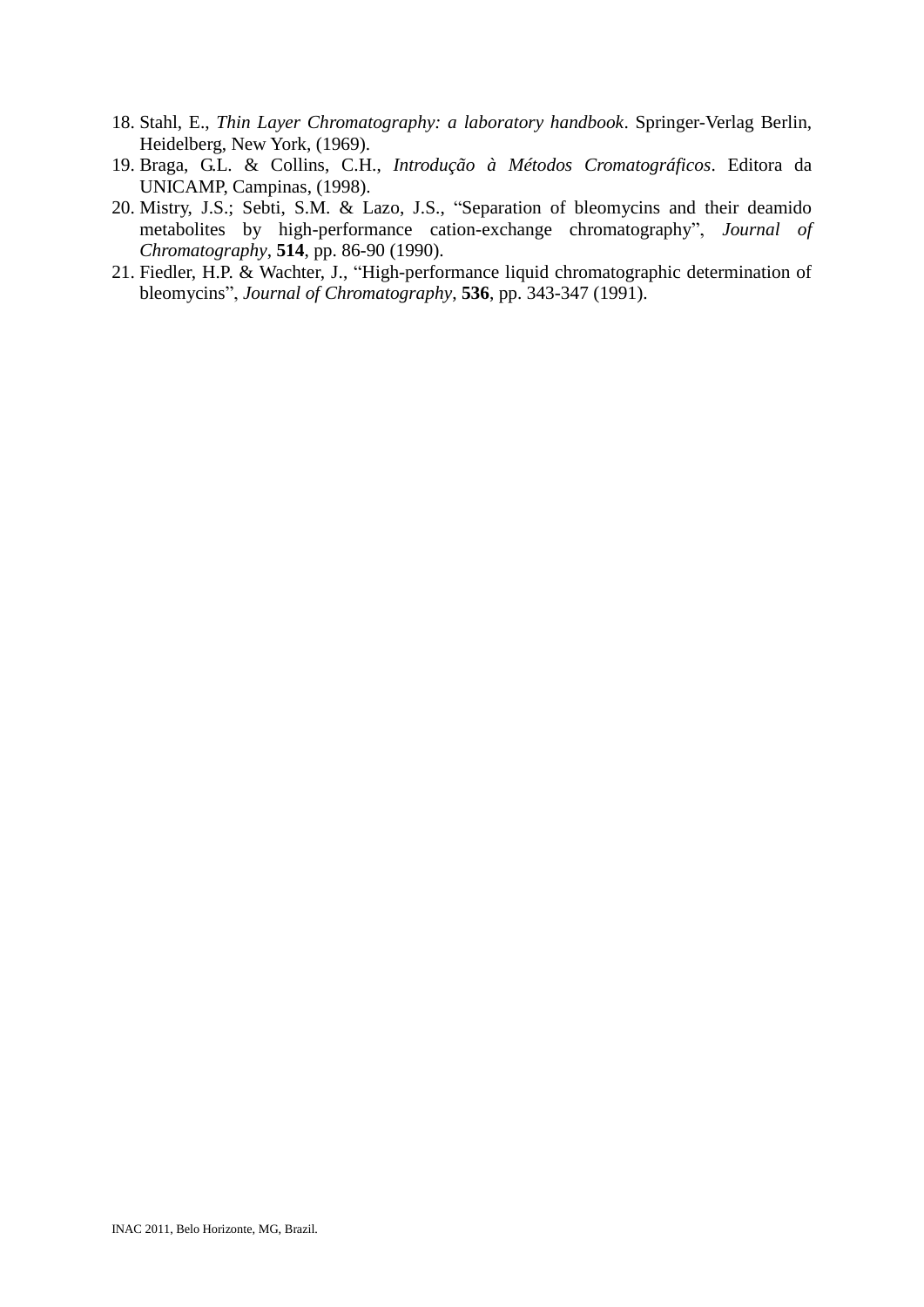18. Stahl, E., *Thin Layer Chromatography: a laboratory handbook*. Springer-Verlag Berlin, Heidelberg, New York, (1969).
19. Braga, G.L. & Collins, C.H., *Introdução à Métodos Cromatográficos*. Editora da UNICAMP, Campinas, (1998).
20. Mistry, J.S.; Sebti, S.M. & Lazo, J.S., "Separation of bleomycins and their deamido metabolites by high-performance cation-exchange chromatography", *Journal of Chromatography*, **514**, pp. 86-90 (1990).
21. Fiedler, H.P. & Wachter, J., "High-performance liquid chromatographic determination of bleomycins", *Journal of Chromatography*, **536**, pp. 343-347 (1991).